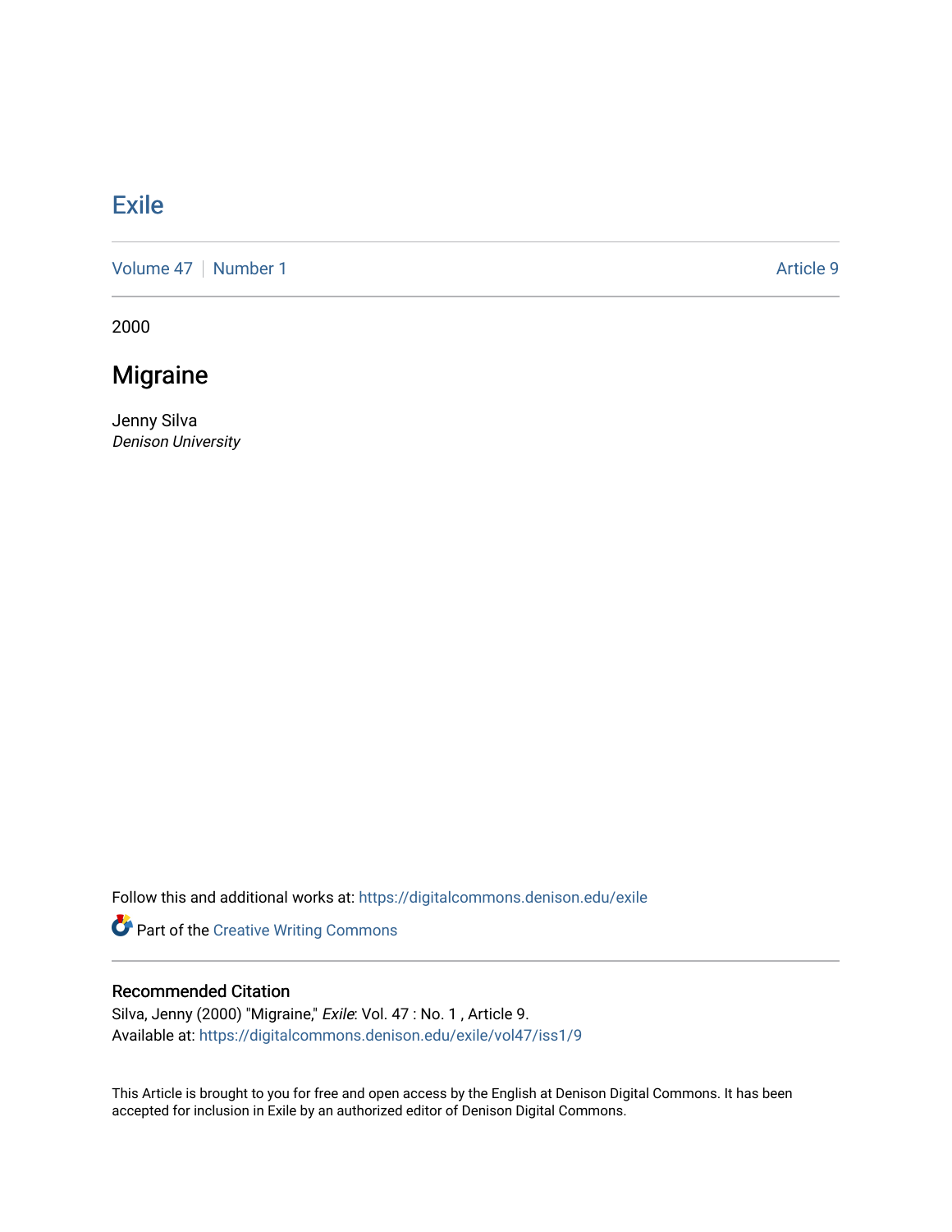# Exile

Volume 47 | Number 1 Article 9

2000

## Migraine

Jenny Silva
*Denison University*

Follow this and additional works at: https://digitalcommons.denison.edu/exile

Part of the Creative Writing Commons

### Recommended Citation

Silva, Jenny (2000) "Migraine," *Exile*: Vol. 47 : No. 1 , Article 9.
Available at: https://digitalcommons.denison.edu/exile/vol47/iss1/9

This Article is brought to you for free and open access by the English at Denison Digital Commons. It has been accepted for inclusion in Exile by an authorized editor of Denison Digital Commons.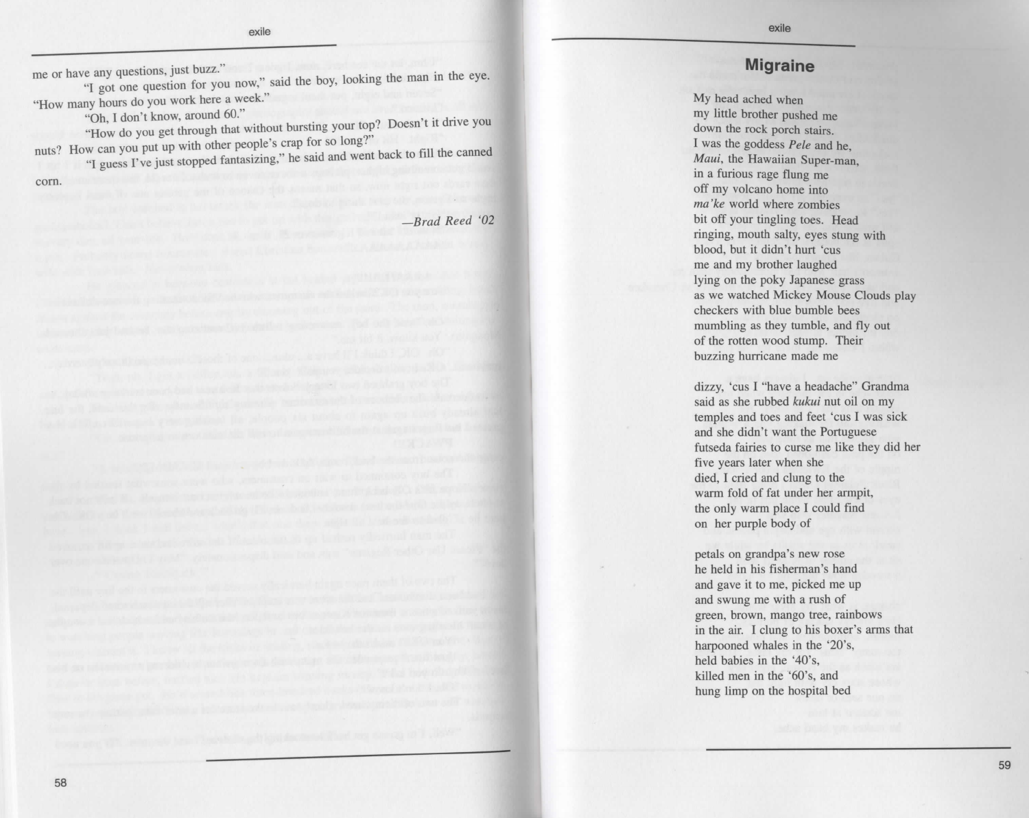me or have any questions, just buzz."

"I got one question for you now," said the boy, looking the man in the eye. "How many hours do you work here a week."

"Oh, I don't know, around 60."

"How do you get through that without bursting your top? Doesn't it drive you nuts? How can you put up with other people's crap for so long?"

"I guess I've just stopped fantasizing," he said and went back to fill the canned corn.

*—Brad Reed '02*

## Migraine

My head ached when
my little brother pushed me
down the rock porch stairs.
I was the goddess *Pele* and he,
*Maui*, the Hawaiian Super-man,
in a furious rage flung me
off my volcano home into
*ma'ke* world where zombies
bit off your tingling toes. Head
ringing, mouth salty, eyes stung with
blood, but it didn't hurt 'cus
me and my brother laughed
lying on the poky Japanese grass
as we watched Mickey Mouse Clouds play
checkers with blue bumble bees
mumbling as they tumble, and fly out
of the rotten wood stump. Their
buzzing hurricane made me

dizzy, 'cus I "have a headache" Grandma
said as she rubbed *kukui* nut oil on my
temples and toes and feet 'cus I was sick
and she didn't want the Portuguese
futseda fairies to curse me like they did her
five years later when she
died, I cried and clung to the
warm fold of fat under her armpit,
the only warm place I could find
on her purple body of

petals on grandpa's new rose
he held in his fisherman's hand
and gave it to me, picked me up
and swung me with a rush of
green, brown, mango tree, rainbows
in the air. I clung to his boxer's arms that
harpooned whales in the '20's,
held babies in the '40's,
killed men in the '60's, and
hung limp on the hospital bed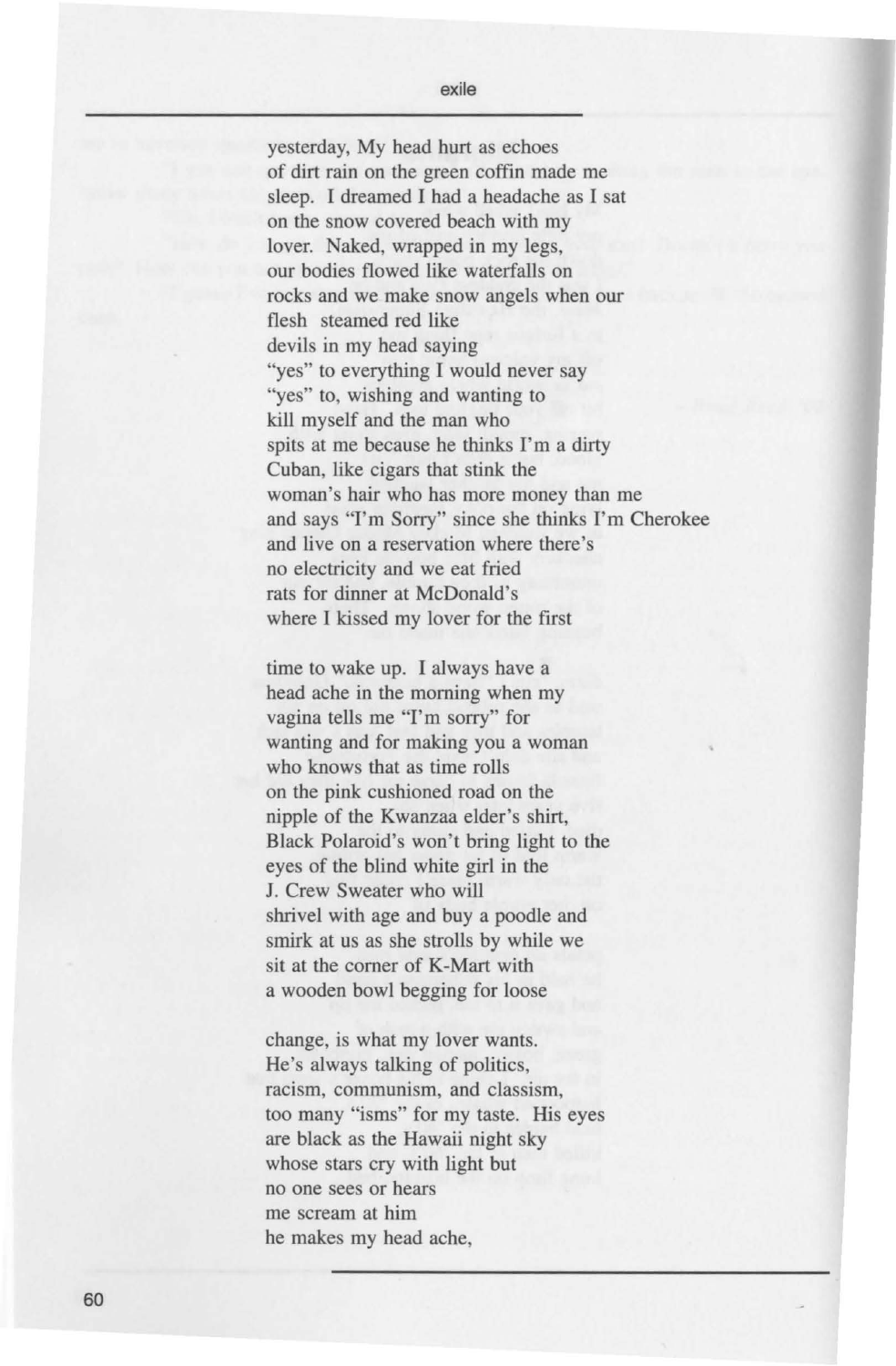yesterday, My head hurt as echoes
of dirt rain on the green coffin made me
sleep. I dreamed I had a headache as I sat
on the snow covered beach with my
lover. Naked, wrapped in my legs,
our bodies flowed like waterfalls on
rocks and we make snow angels when our
flesh steamed red like
devils in my head saying
"yes" to everything I would never say
"yes" to, wishing and wanting to
kill myself and the man who
spits at me because he thinks I'm a dirty
Cuban, like cigars that stink the
woman's hair who has more money than me
and says "I'm Sorry" since she thinks I'm Cherokee
and live on a reservation where there's
no electricity and we eat fried
rats for dinner at McDonald's
where I kissed my lover for the first

time to wake up. I always have a
head ache in the morning when my
vagina tells me "I'm sorry" for
wanting and for making you a woman
who knows that as time rolls
on the pink cushioned road on the
nipple of the Kwanzaa elder's shirt,
Black Polaroid's won't bring light to the
eyes of the blind white girl in the
J. Crew Sweater who will
shrivel with age and buy a poodle and
smirk at us as she strolls by while we
sit at the corner of K-Mart with
a wooden bowl begging for loose

change, is what my lover wants.
He's always talking of politics,
racism, communism, and classism,
too many "isms" for my taste. His eyes
are black as the Hawaii night sky
whose stars cry with light but
no one sees or hears
me scream at him
he makes my head ache,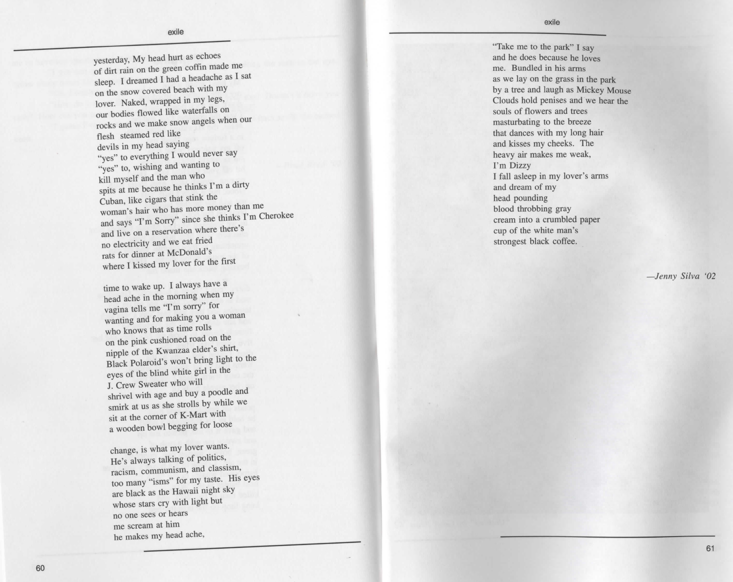yesterday, My head hurt as echoes
of dirt rain on the green coffin made me
sleep. I dreamed I had a headache as I sat
on the snow covered beach with my
lover. Naked, wrapped in my legs,
our bodies flowed like waterfalls on
rocks and we make snow angels when our
flesh steamed red like
devils in my head saying
"yes" to everything I would never say
"yes" to, wishing and wanting to
kill myself and the man who
spits at me because he thinks I'm a dirty
Cuban, like cigars that stink the
woman's hair who has more money than me
and says "I'm Sorry" since she thinks I'm Cherokee
and live on a reservation where there's
no electricity and we eat fried
rats for dinner at McDonald's
where I kissed my lover for the first

time to wake up. I always have a
head ache in the morning when my
vagina tells me "I'm sorry" for
wanting and for making you a woman
who knows that as time rolls
on the pink cushioned road on the
nipple of the Kwanzaa elder's shirt,
Black Polaroid's won't bring light to the
eyes of the blind white girl in the
J. Crew Sweater who will
shrivel with age and buy a poodle and
smirk at us as she strolls by while we
sit at the corner of K-Mart with
a wooden bowl begging for loose

change, is what my lover wants.
He's always talking of politics,
racism, communism, and classism,
too many "isms" for my taste. His eyes
are black as the Hawaii night sky
whose stars cry with light but
no one sees or hears
me scream at him
he makes my head ache,

"Take me to the park" I say
and he does because he loves
me. Bundled in his arms
as we lay on the grass in the park
by a tree and laugh as Mickey Mouse
Clouds hold penises and we hear the
souls of flowers and trees
masturbating to the breeze
that dances with my long hair
and kisses my cheeks. The
heavy air makes me weak,
I'm Dizzy
I fall asleep in my lover's arms
and dream of my
head pounding
blood throbbing gray
cream into a crumbled paper
cup of the white man's
strongest black coffee.

*—Jenny Silva '02*